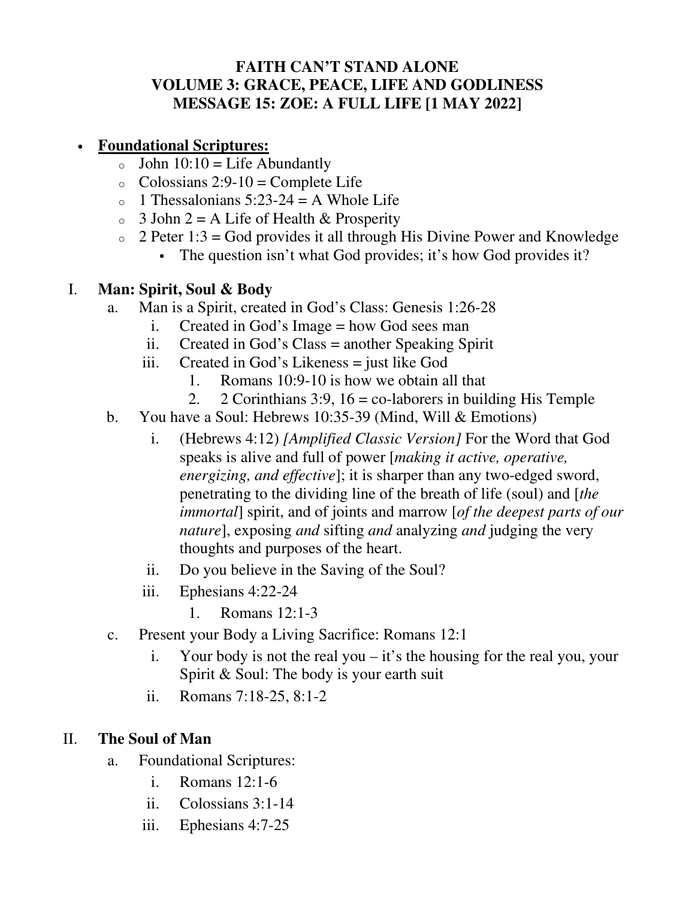# FAITH CAN'T STAND ALONE
# VOLUME 3: GRACE, PEACE, LIFE AND GODLINESS
# MESSAGE 15: ZOE: A FULL LIFE [1 MAY 2022]

- **<u>Foundational Scriptures:</u>**
  - John 10:10 = Life Abundantly
  - Colossians 2:9-10 = Complete Life
  - 1 Thessalonians 5:23-24 = A Whole Life
  - 3 John 2 = A Life of Health & Prosperity
  - 2 Peter 1:3 = God provides it all through His Divine Power and Knowledge
    - The question isn't what God provides; it's how God provides it?

## I. Man: Spirit, Soul & Body

a. Man is a Spirit, created in God's Class: Genesis 1:26-28
   i. Created in God's Image = how God sees man
   ii. Created in God's Class = another Speaking Spirit
   iii. Created in God's Likeness = just like God
      1. Romans 10:9-10 is how we obtain all that
      2. 2 Corinthians 3:9, 16 = co-laborers in building His Temple

b. You have a Soul: Hebrews 10:35-39 (Mind, Will & Emotions)
   i. (Hebrews 4:12) *[Amplified Classic Version]* For the Word that God speaks is alive and full of power [*making it active, operative, energizing, and effective*]; it is sharper than any two-edged sword, penetrating to the dividing line of the breath of life (soul) and [*the immortal*] spirit, and of joints and marrow [*of the deepest parts of our nature*], exposing *and* sifting *and* analyzing *and* judging the very thoughts and purposes of the heart.
   ii. Do you believe in the Saving of the Soul?
   iii. Ephesians 4:22-24
      1. Romans 12:1-3

c. Present your Body a Living Sacrifice: Romans 12:1
   i. Your body is not the real you – it's the housing for the real you, your Spirit & Soul: The body is your earth suit
   ii. Romans 7:18-25, 8:1-2

## II. The Soul of Man

a. Foundational Scriptures:
   i. Romans 12:1-6
   ii. Colossians 3:1-14
   iii. Ephesians 4:7-25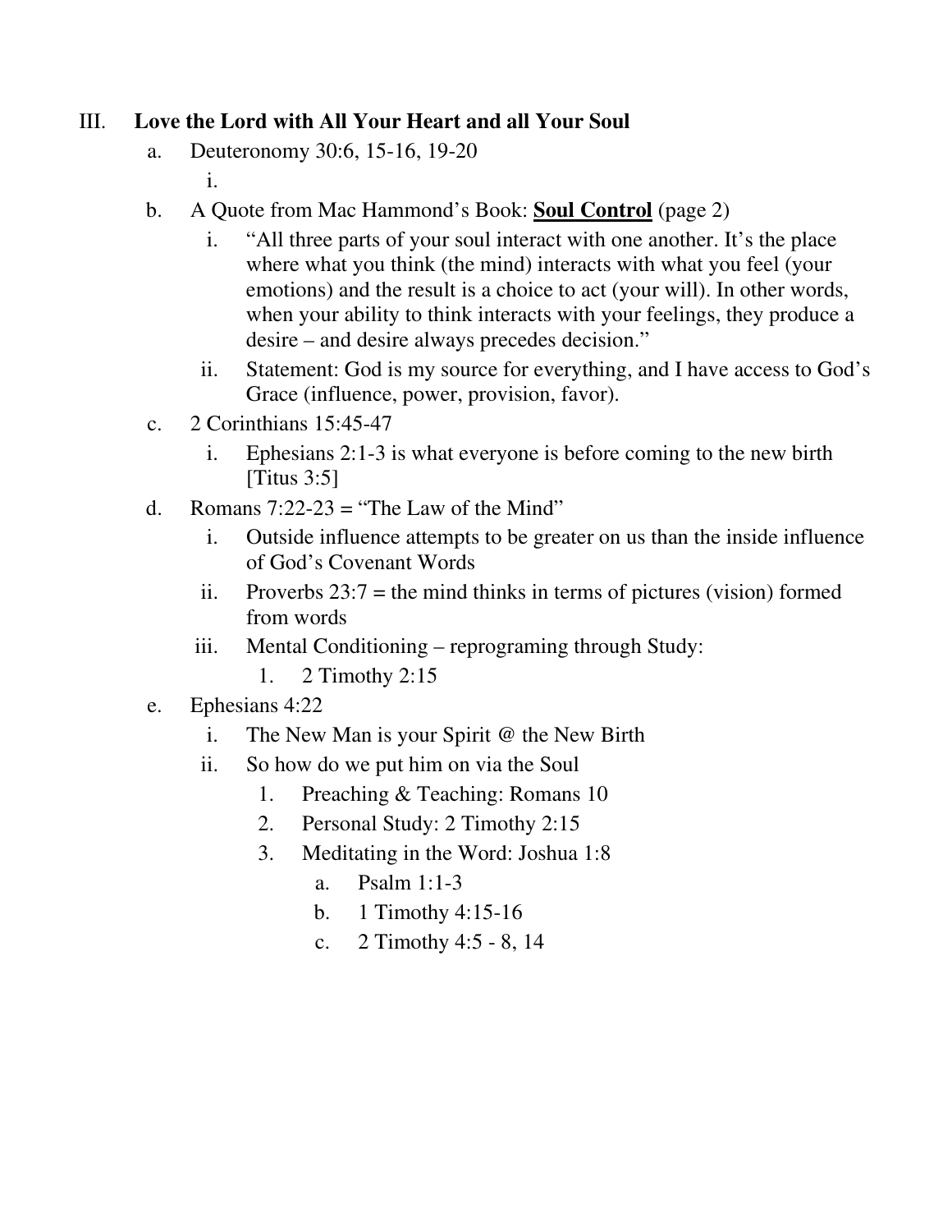III. **Love the Lord with All Your Heart and all Your Soul**

   a. Deuteronomy 30:6, 15-16, 19-20

      i.

   b. A Quote from Mac Hammond's Book: **<u>Soul Control</u>** (page 2)

      i. "All three parts of your soul interact with one another. It's the place where what you think (the mind) interacts with what you feel (your emotions) and the result is a choice to act (your will). In other words, when your ability to think interacts with your feelings, they produce a desire – and desire always precedes decision."

      ii. Statement: God is my source for everything, and I have access to God's Grace (influence, power, provision, favor).

   c. 2 Corinthians 15:45-47

      i. Ephesians 2:1-3 is what everyone is before coming to the new birth [Titus 3:5]

   d. Romans 7:22-23 = "The Law of the Mind"

      i. Outside influence attempts to be greater on us than the inside influence of God's Covenant Words

      ii. Proverbs 23:7 = the mind thinks in terms of pictures (vision) formed from words

      iii. Mental Conditioning – reprograming through Study:

         1. 2 Timothy 2:15

   e. Ephesians 4:22

      i. The New Man is your Spirit @ the New Birth

      ii. So how do we put him on via the Soul

         1. Preaching & Teaching: Romans 10

         2. Personal Study: 2 Timothy 2:15

         3. Meditating in the Word: Joshua 1:8

            a. Psalm 1:1-3

            b. 1 Timothy 4:15-16

            c. 2 Timothy 4:5 - 8, 14